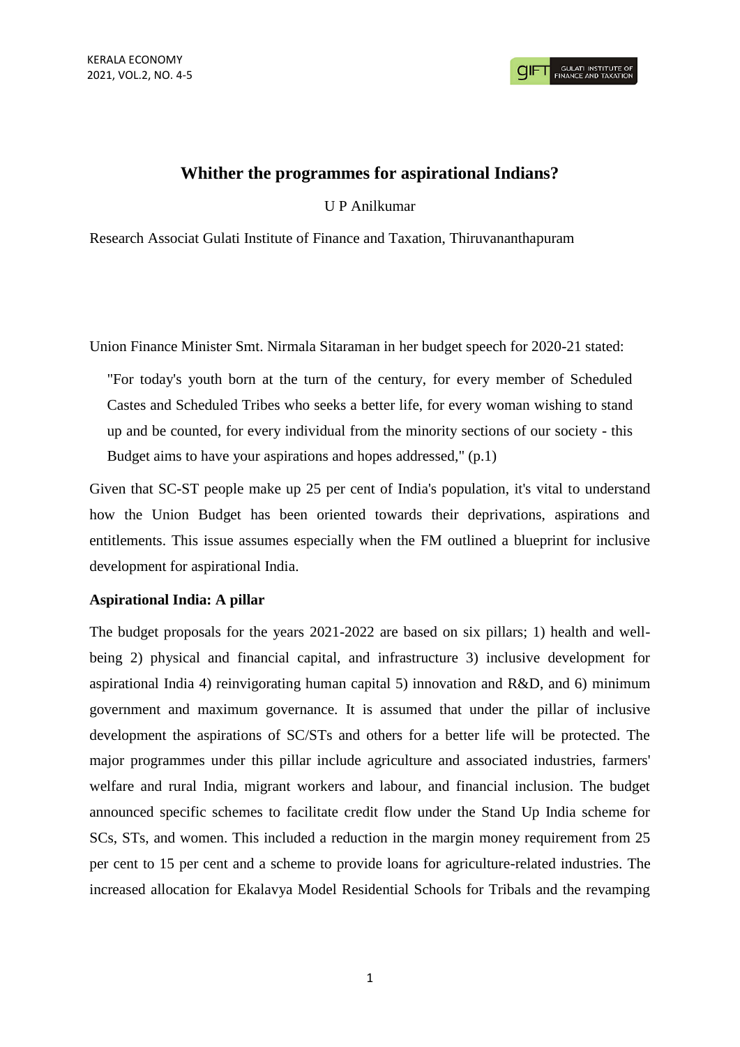# Whither the programmes for aspirational Indians?

U P Anilkumar

Research Associat Gulati Institute of Finance and Taxation, Thiruvananthapuram

Union Finance Minister Smt. Nirmala Sitaraman in her budget speech for 2020-21 stated:

> "For today's youth born at the turn of the century, for every member of Scheduled Castes and Scheduled Tribes who seeks a better life, for every woman wishing to stand up and be counted, for every individual from the minority sections of our society - this Budget aims to have your aspirations and hopes addressed," (p.1)

Given that SC-ST people make up 25 per cent of India's population, it's vital to understand how the Union Budget has been oriented towards their deprivations, aspirations and entitlements. This issue assumes especially when the FM outlined a blueprint for inclusive development for aspirational India.

**Aspirational India: A pillar**

The budget proposals for the years 2021-2022 are based on six pillars; 1) health and well-being 2) physical and financial capital, and infrastructure 3) inclusive development for aspirational India 4) reinvigorating human capital 5) innovation and R&D, and 6) minimum government and maximum governance. It is assumed that under the pillar of inclusive development the aspirations of SC/STs and others for a better life will be protected. The major programmes under this pillar include agriculture and associated industries, farmers' welfare and rural India, migrant workers and labour, and financial inclusion. The budget announced specific schemes to facilitate credit flow under the Stand Up India scheme for SCs, STs, and women. This included a reduction in the margin money requirement from 25 per cent to 15 per cent and a scheme to provide loans for agriculture-related industries. The increased allocation for Ekalavya Model Residential Schools for Tribals and the revamping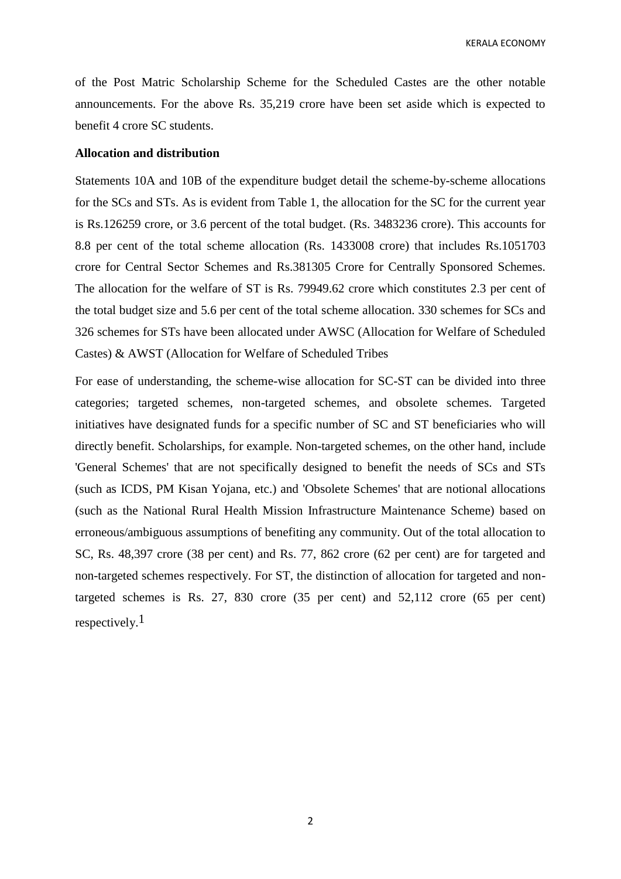of the Post Matric Scholarship Scheme for the Scheduled Castes are the other notable announcements. For the above Rs. 35,219 crore have been set aside which is expected to benefit 4 crore SC students.

**Allocation and distribution**

Statements 10A and 10B of the expenditure budget detail the scheme-by-scheme allocations for the SCs and STs. As is evident from Table 1, the allocation for the SC for the current year is Rs.126259 crore, or 3.6 percent of the total budget. (Rs. 3483236 crore). This accounts for 8.8 per cent of the total scheme allocation (Rs. 1433008 crore) that includes Rs.1051703 crore for Central Sector Schemes and Rs.381305 Crore for Centrally Sponsored Schemes. The allocation for the welfare of ST is Rs. 79949.62 crore which constitutes 2.3 per cent of the total budget size and 5.6 per cent of the total scheme allocation. 330 schemes for SCs and 326 schemes for STs have been allocated under AWSC (Allocation for Welfare of Scheduled Castes) & AWST (Allocation for Welfare of Scheduled Tribes

For ease of understanding, the scheme-wise allocation for SC-ST can be divided into three categories; targeted schemes, non-targeted schemes, and obsolete schemes. Targeted initiatives have designated funds for a specific number of SC and ST beneficiaries who will directly benefit. Scholarships, for example. Non-targeted schemes, on the other hand, include 'General Schemes' that are not specifically designed to benefit the needs of SCs and STs (such as ICDS, PM Kisan Yojana, etc.) and 'Obsolete Schemes' that are notional allocations (such as the National Rural Health Mission Infrastructure Maintenance Scheme) based on erroneous/ambiguous assumptions of benefiting any community. Out of the total allocation to SC, Rs. 48,397 crore (38 per cent) and Rs. 77, 862 crore (62 per cent) are for targeted and non-targeted schemes respectively. For ST, the distinction of allocation for targeted and non-targeted schemes is Rs. 27, 830 crore (35 per cent) and 52,112 crore (65 per cent) respectively.[1]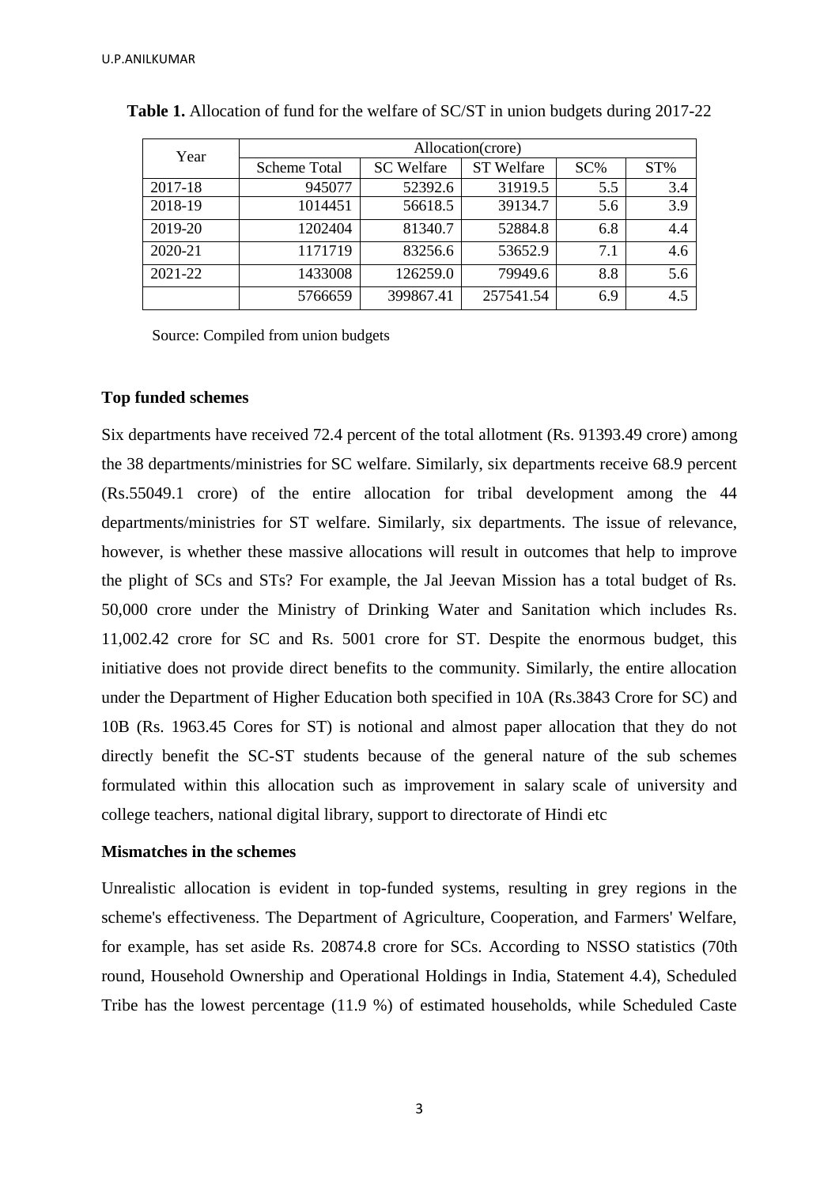**Table 1.** Allocation of fund for the welfare of SC/ST in union budgets during 2017-22

| Year | Allocation(crore) | | | | |
|---|---|---|---|---|---|
| | Scheme Total | SC Welfare | ST Welfare | SC% | ST% |
| 2017-18 | 945077 | 52392.6 | 31919.5 | 5.5 | 3.4 |
| 2018-19 | 1014451 | 56618.5 | 39134.7 | 5.6 | 3.9 |
| 2019-20 | 1202404 | 81340.7 | 52884.8 | 6.8 | 4.4 |
| 2020-21 | 1171719 | 83256.6 | 53652.9 | 7.1 | 4.6 |
| 2021-22 | 1433008 | 126259.0 | 79949.6 | 8.8 | 5.6 |
| | 5766659 | 399867.41 | 257541.54 | 6.9 | 4.5 |

Source: Compiled from union budgets

**Top funded schemes**

Six departments have received 72.4 percent of the total allotment (Rs. 91393.49 crore) among the 38 departments/ministries for SC welfare. Similarly, six departments receive 68.9 percent (Rs.55049.1 crore) of the entire allocation for tribal development among the 44 departments/ministries for ST welfare. Similarly, six departments. The issue of relevance, however, is whether these massive allocations will result in outcomes that help to improve the plight of SCs and STs? For example, the Jal Jeevan Mission has a total budget of Rs. 50,000 crore under the Ministry of Drinking Water and Sanitation which includes Rs. 11,002.42 crore for SC and Rs. 5001 crore for ST. Despite the enormous budget, this initiative does not provide direct benefits to the community. Similarly, the entire allocation under the Department of Higher Education both specified in 10A (Rs.3843 Crore for SC) and 10B (Rs. 1963.45 Cores for ST) is notional and almost paper allocation that they do not directly benefit the SC-ST students because of the general nature of the sub schemes formulated within this allocation such as improvement in salary scale of university and college teachers, national digital library, support to directorate of Hindi etc

**Mismatches in the schemes**

Unrealistic allocation is evident in top-funded systems, resulting in grey regions in the scheme's effectiveness. The Department of Agriculture, Cooperation, and Farmers' Welfare, for example, has set aside Rs. 20874.8 crore for SCs. According to NSSO statistics (70th round, Household Ownership and Operational Holdings in India, Statement 4.4), Scheduled Tribe has the lowest percentage (11.9 %) of estimated households, while Scheduled Caste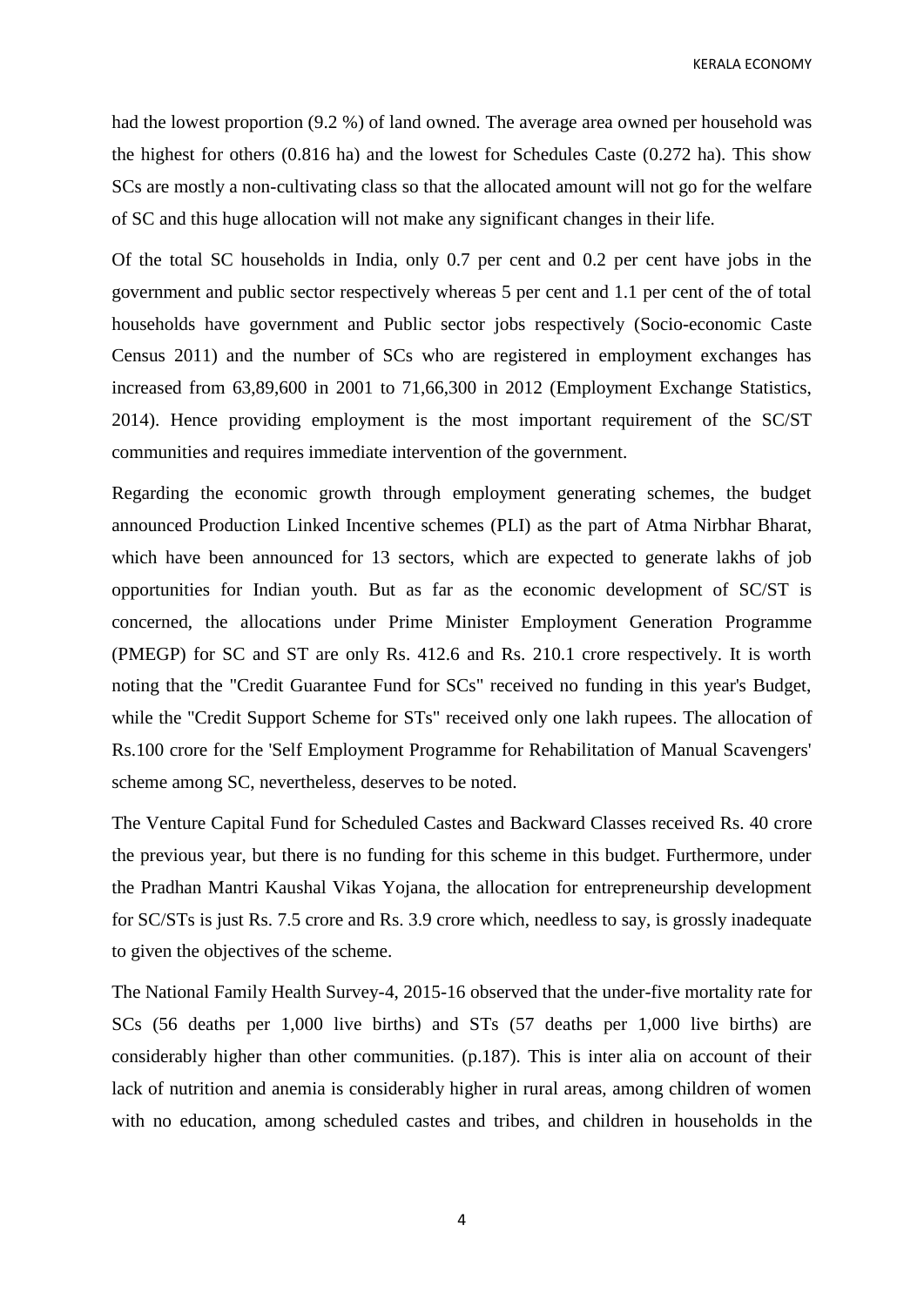had the lowest proportion (9.2 %) of land owned. The average area owned per household was the highest for others (0.816 ha) and the lowest for Schedules Caste (0.272 ha). This show SCs are mostly a non-cultivating class so that the allocated amount will not go for the welfare of SC and this huge allocation will not make any significant changes in their life.

Of the total SC households in India, only 0.7 per cent and 0.2 per cent have jobs in the government and public sector respectively whereas 5 per cent and 1.1 per cent of the of total households have government and Public sector jobs respectively (Socio-economic Caste Census 2011) and the number of SCs who are registered in employment exchanges has increased from 63,89,600 in 2001 to 71,66,300 in 2012 (Employment Exchange Statistics, 2014). Hence providing employment is the most important requirement of the SC/ST communities and requires immediate intervention of the government.

Regarding the economic growth through employment generating schemes, the budget announced Production Linked Incentive schemes (PLI) as the part of Atma Nirbhar Bharat, which have been announced for 13 sectors, which are expected to generate lakhs of job opportunities for Indian youth. But as far as the economic development of SC/ST is concerned, the allocations under Prime Minister Employment Generation Programme (PMEGP) for SC and ST are only Rs. 412.6 and Rs. 210.1 crore respectively. It is worth noting that the "Credit Guarantee Fund for SCs" received no funding in this year's Budget, while the "Credit Support Scheme for STs" received only one lakh rupees. The allocation of Rs.100 crore for the 'Self Employment Programme for Rehabilitation of Manual Scavengers' scheme among SC, nevertheless, deserves to be noted.

The Venture Capital Fund for Scheduled Castes and Backward Classes received Rs. 40 crore the previous year, but there is no funding for this scheme in this budget. Furthermore, under the Pradhan Mantri Kaushal Vikas Yojana, the allocation for entrepreneurship development for SC/STs is just Rs. 7.5 crore and Rs. 3.9 crore which, needless to say, is grossly inadequate to given the objectives of the scheme.

The National Family Health Survey-4, 2015-16 observed that the under-five mortality rate for SCs (56 deaths per 1,000 live births) and STs (57 deaths per 1,000 live births) are considerably higher than other communities. (p.187). This is inter alia on account of their lack of nutrition and anemia is considerably higher in rural areas, among children of women with no education, among scheduled castes and tribes, and children in households in the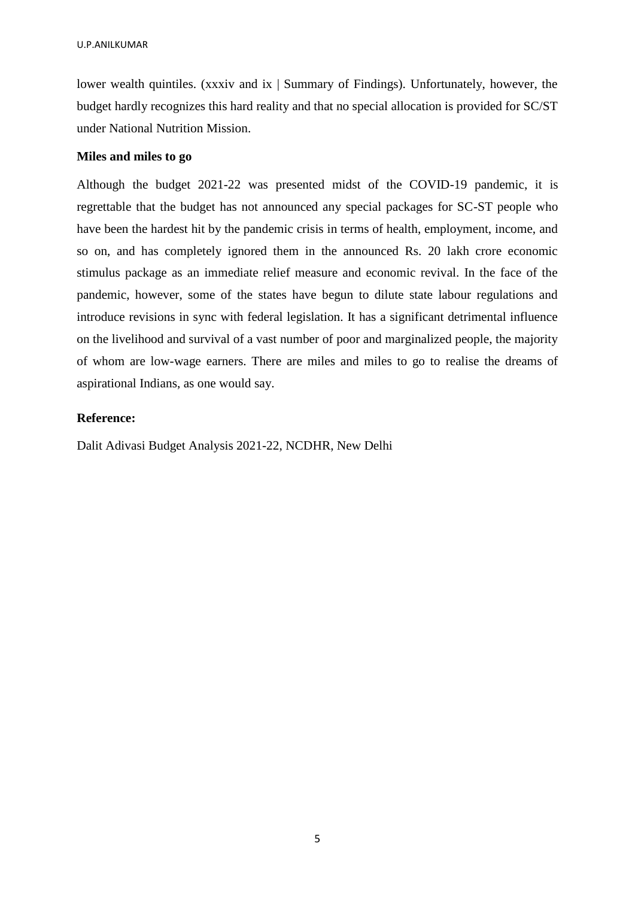lower wealth quintiles. (xxxiv and ix | Summary of Findings). Unfortunately, however, the budget hardly recognizes this hard reality and that no special allocation is provided for SC/ST under National Nutrition Mission.

**Miles and miles to go**

Although the budget 2021-22 was presented midst of the COVID-19 pandemic, it is regrettable that the budget has not announced any special packages for SC-ST people who have been the hardest hit by the pandemic crisis in terms of health, employment, income, and so on, and has completely ignored them in the announced Rs. 20 lakh crore economic stimulus package as an immediate relief measure and economic revival. In the face of the pandemic, however, some of the states have begun to dilute state labour regulations and introduce revisions in sync with federal legislation. It has a significant detrimental influence on the livelihood and survival of a vast number of poor and marginalized people, the majority of whom are low-wage earners. There are miles and miles to go to realise the dreams of aspirational Indians, as one would say.

**Reference:**

Dalit Adivasi Budget Analysis 2021-22, NCDHR, New Delhi